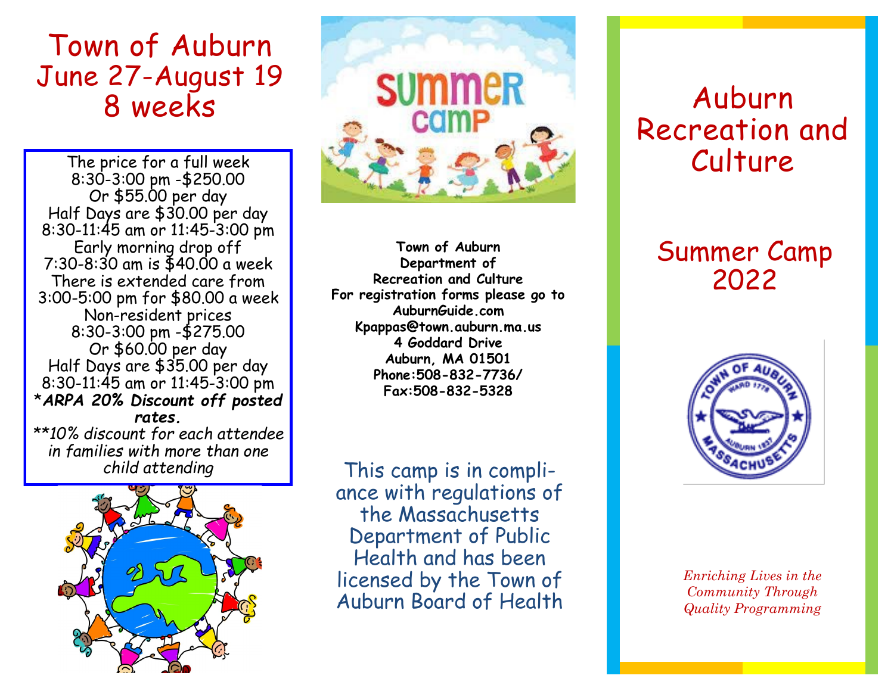# Town of Auburn
## June 27-August 19
## 8 weeks

The price for a full week
8:30-3:00 pm -$250.00
Or $55.00 per day
Half Days are $30.00 per day
8:30-11:45 am or 11:45-3:00 pm
Early morning drop off
7:30-8:30 am is $40.00 a week
There is extended care from
3:00-5:00 pm for $80.00 a week
Non-resident prices
8:30-3:00 pm -$275.00
Or $60.00 per day
Half Days are $35.00 per day
8:30-11:45 am or 11:45-3:00 pm
****ARPA 20% Discount off posted rates.***
*\*\*10% discount for each attendee in families with more than one child attending*

**Town of Auburn**
**Department of**
**Recreation and Culture**
**For registration forms please go to**
**AuburnGuide.com**
**Kpappas@town.auburn.ma.us**
**4 Goddard Drive**
**Auburn, MA 01501**
**Phone:508-832-7736/**
**Fax:508-832-5328**

This camp is in compliance with regulations of the Massachusetts Department of Public Health and has been licensed by the Town of Auburn Board of Health

# Auburn Recreation and Culture

## Summer Camp 2022

*Enriching Lives in the Community Through Quality Programming*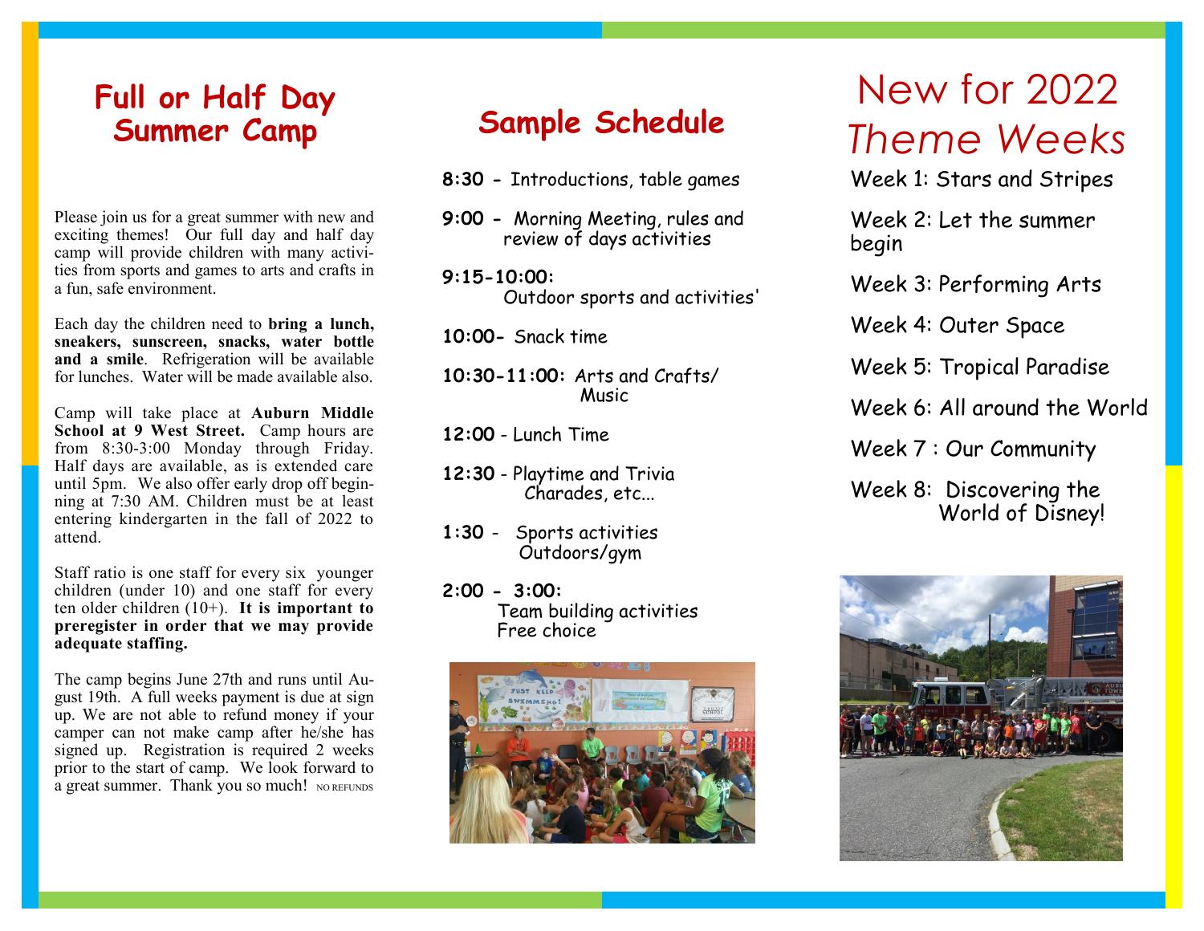## Full or Half Day Summer Camp

Please join us for a great summer with new and exciting themes! Our full day and half day camp will provide children with many activities from sports and games to arts and crafts in a fun, safe environment.

Each day the children need to **bring a lunch, sneakers, sunscreen, snacks, water bottle and a smile**. Refrigeration will be available for lunches. Water will be made available also.

Camp will take place at **Auburn Middle School at 9 West Street.** Camp hours are from 8:30-3:00 Monday through Friday. Half days are available, as is extended care until 5pm. We also offer early drop off beginning at 7:30 AM. Children must be at least entering kindergarten in the fall of 2022 to attend.

Staff ratio is one staff for every six younger children (under 10) and one staff for every ten older children (10+). **It is important to preregister in order that we may provide adequate staffing.**

The camp begins June 27th and runs until August 19th. A full weeks payment is due at sign up. We are not able to refund money if your camper can not make camp after he/she has signed up. Registration is required 2 weeks prior to the start of camp. We look forward to a great summer. Thank you so much! NO REFUNDS

## Sample Schedule

**8:30 -** Introductions, table games

**9:00 -** Morning Meeting, rules and review of days activities

**9:15-10:00:** Outdoor sports and activities'

**10:00-** Snack time

**10:30-11:00:** Arts and Crafts/ Music

**12:00** - Lunch Time

**12:30** - Playtime and Trivia Charades, etc...

**1:30** - Sports activities Outdoors/gym

**2:00 - 3:00:** Team building activities Free choice

## New for 2022 *Theme Weeks*

Week 1: Stars and Stripes

Week 2: Let the summer begin

Week 3: Performing Arts

Week 4: Outer Space

Week 5: Tropical Paradise

Week 6: All around the World

Week 7 : Our Community

Week 8: Discovering the World of Disney!